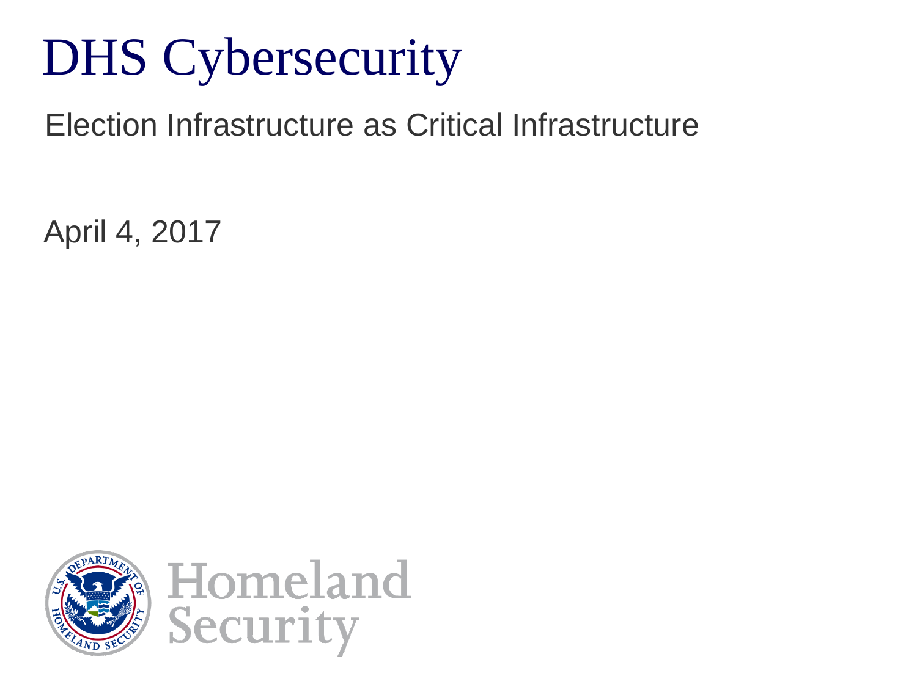# DHS Cybersecurity

Election Infrastructure as Critical Infrastructure

April 4, 2017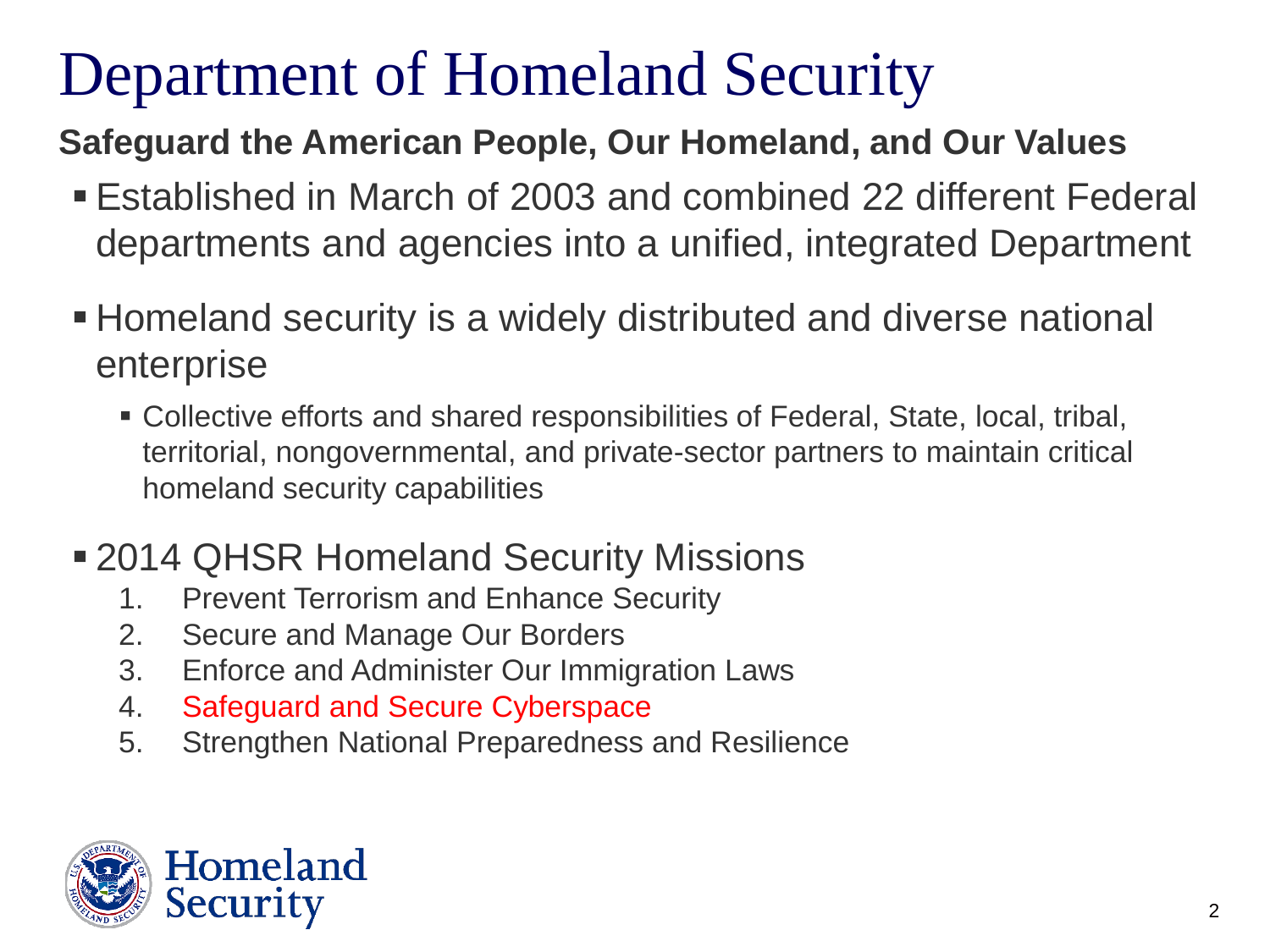# Department of Homeland Security

**Safeguard the American People, Our Homeland, and Our Values**

- Established in March of 2003 and combined 22 different Federal departments and agencies into a unified, integrated Department
- Homeland security is a widely distributed and diverse national enterprise
  - Collective efforts and shared responsibilities of Federal, State, local, tribal, territorial, nongovernmental, and private-sector partners to maintain critical homeland security capabilities
- 2014 QHSR Homeland Security Missions
  1. Prevent Terrorism and Enhance Security
  2. Secure and Manage Our Borders
  3. Enforce and Administer Our Immigration Laws
  4. Safeguard and Secure Cyberspace
  5. Strengthen National Preparedness and Resilience

Homeland Security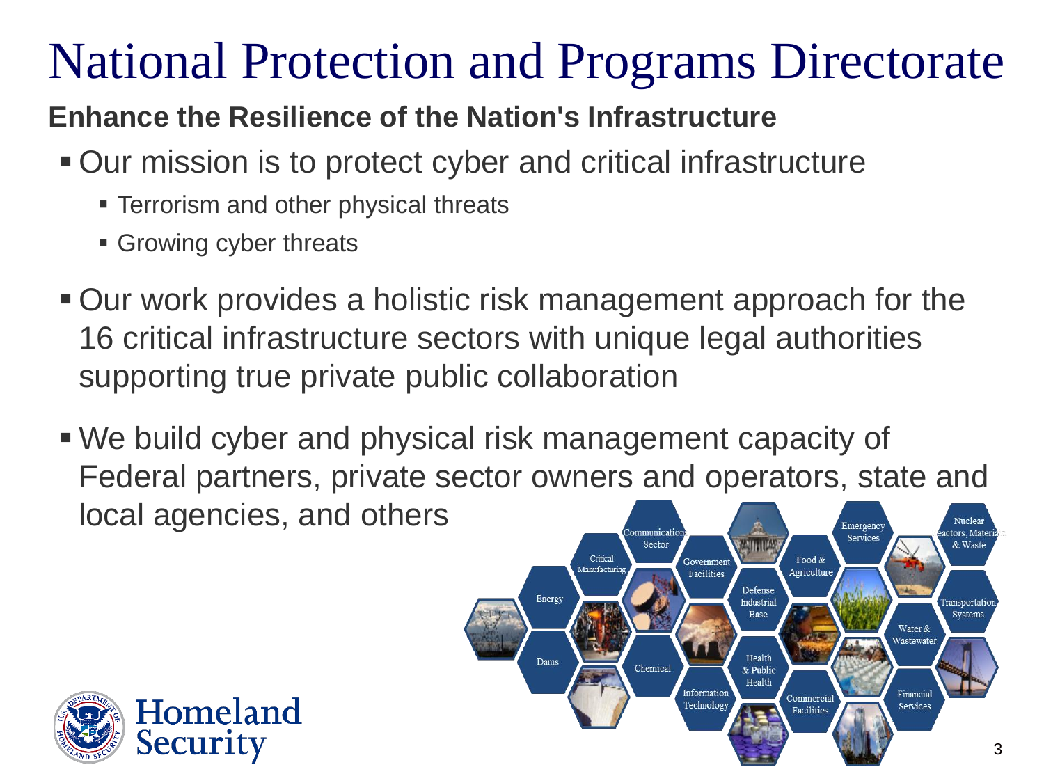# National Protection and Programs Directorate

**Enhance the Resilience of the Nation's Infrastructure**

- Our mission is to protect cyber and critical infrastructure
  - Terrorism and other physical threats
  - Growing cyber threats
- Our work provides a holistic risk management approach for the 16 critical infrastructure sectors with unique legal authorities supporting true private public collaboration
- We build cyber and physical risk management capacity of Federal partners, private sector owners and operators, state and local agencies, and others

Communication Sector · Critical Manufacturing · Government Facilities · Emergency Services · Nuclear Reactors, Materials & Waste · Food & Agriculture · Defense Industrial Base · Energy · Transportation Systems · Water & Wastewater · Dams · Chemical · Health & Public Health · Information Technology · Commercial Facilities · Financial Services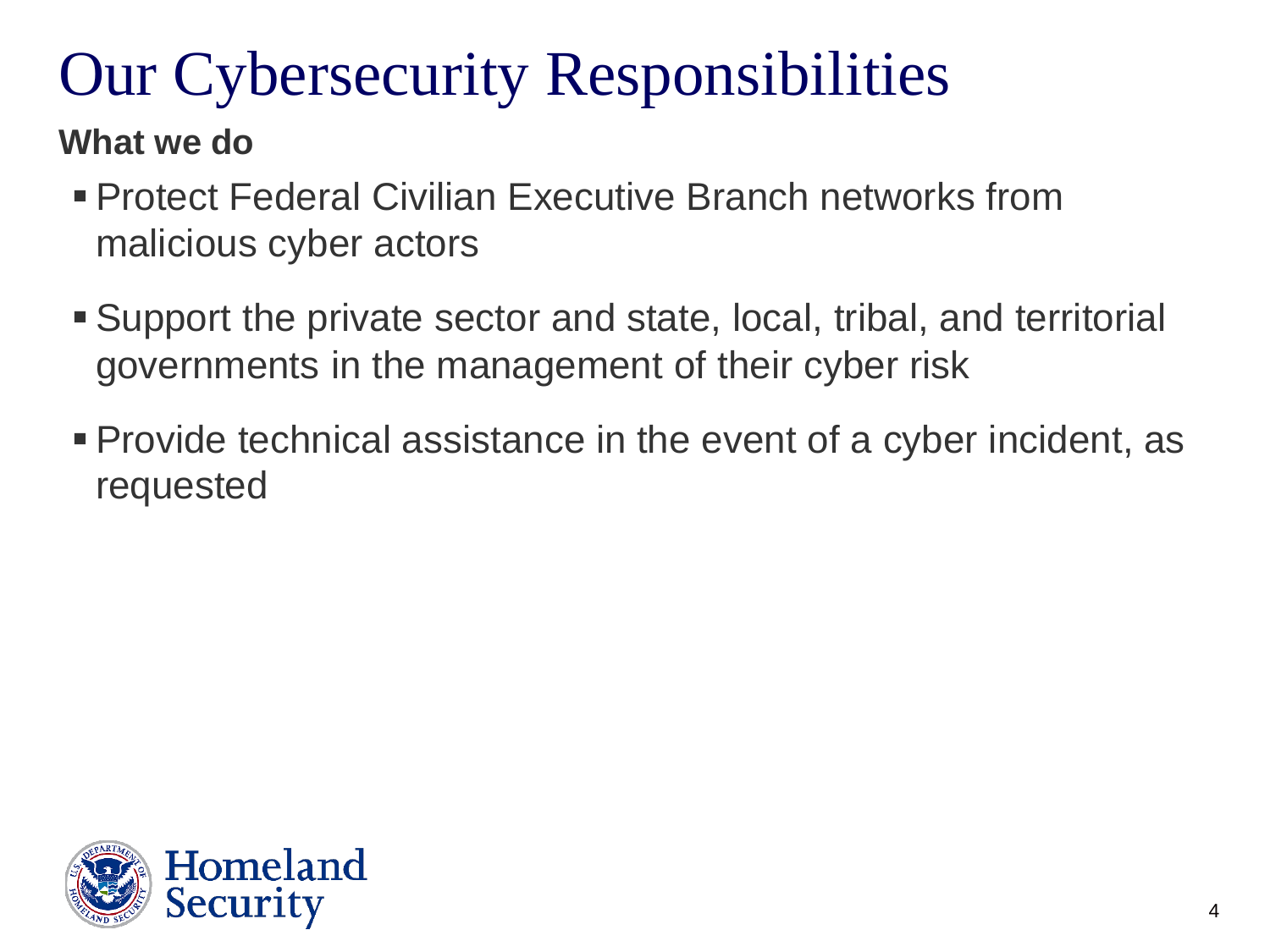# Our Cybersecurity Responsibilities

**What we do**

- Protect Federal Civilian Executive Branch networks from malicious cyber actors
- Support the private sector and state, local, tribal, and territorial governments in the management of their cyber risk
- Provide technical assistance in the event of a cyber incident, as requested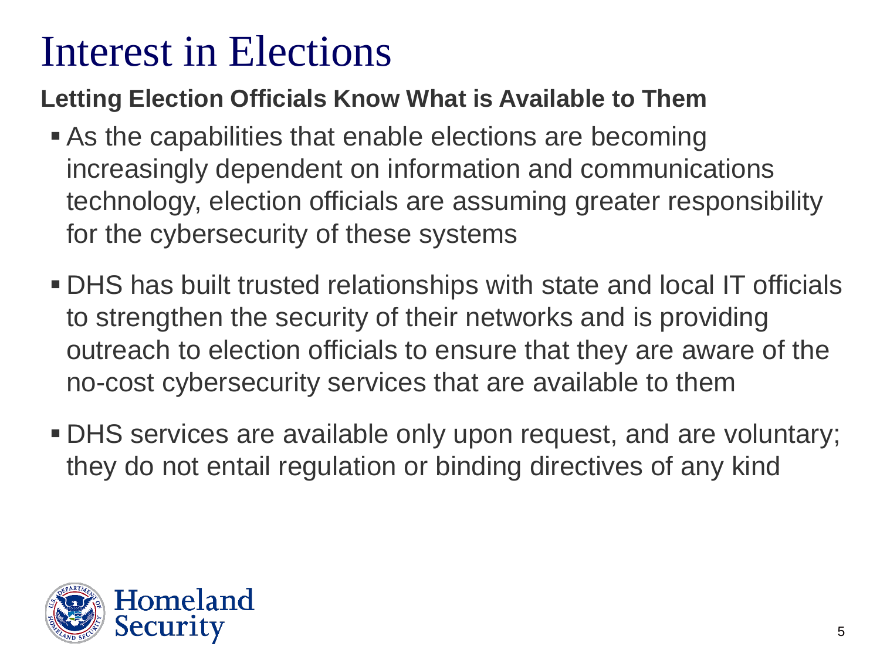# Interest in Elections

**Letting Election Officials Know What is Available to Them**

- As the capabilities that enable elections are becoming increasingly dependent on information and communications technology, election officials are assuming greater responsibility for the cybersecurity of these systems
- DHS has built trusted relationships with state and local IT officials to strengthen the security of their networks and is providing outreach to election officials to ensure that they are aware of the no-cost cybersecurity services that are available to them
- DHS services are available only upon request, and are voluntary; they do not entail regulation or binding directives of any kind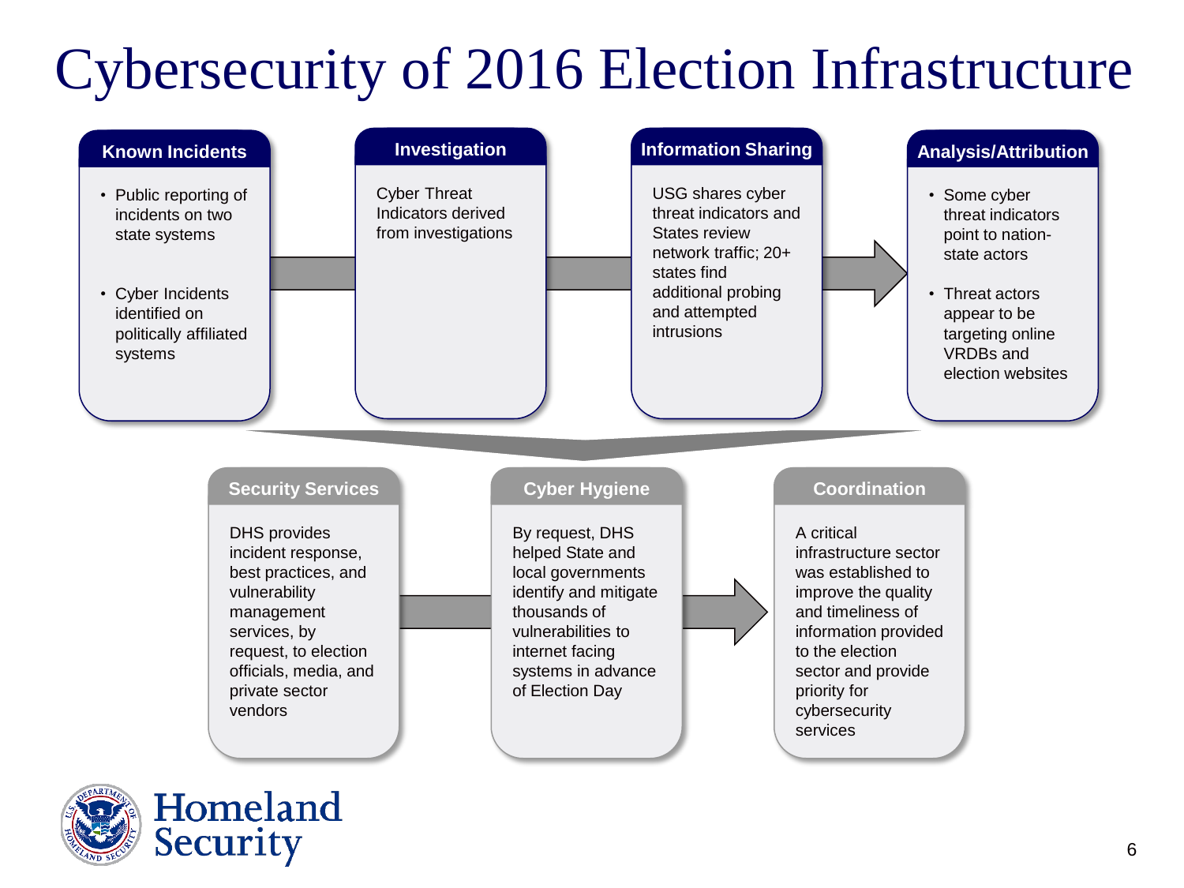# Cybersecurity of 2016 Election Infrastructure

### Known Incidents

- Public reporting of incidents on two state systems
- Cyber Incidents identified on politically affiliated systems

### Investigation

Cyber Threat Indicators derived from investigations

### Information Sharing

USG shares cyber threat indicators and States review network traffic; 20+ states find additional probing and attempted intrusions

### Analysis/Attribution

- Some cyber threat indicators point to nation-state actors
- Threat actors appear to be targeting online VRDBs and election websites

### Security Services

DHS provides incident response, best practices, and vulnerability management services, by request, to election officials, media, and private sector vendors

### Cyber Hygiene

By request, DHS helped State and local governments identify and mitigate thousands of vulnerabilities to internet facing systems in advance of Election Day

### Coordination

A critical infrastructure sector was established to improve the quality and timeliness of information provided to the election sector and provide priority for cybersecurity services

Homeland Security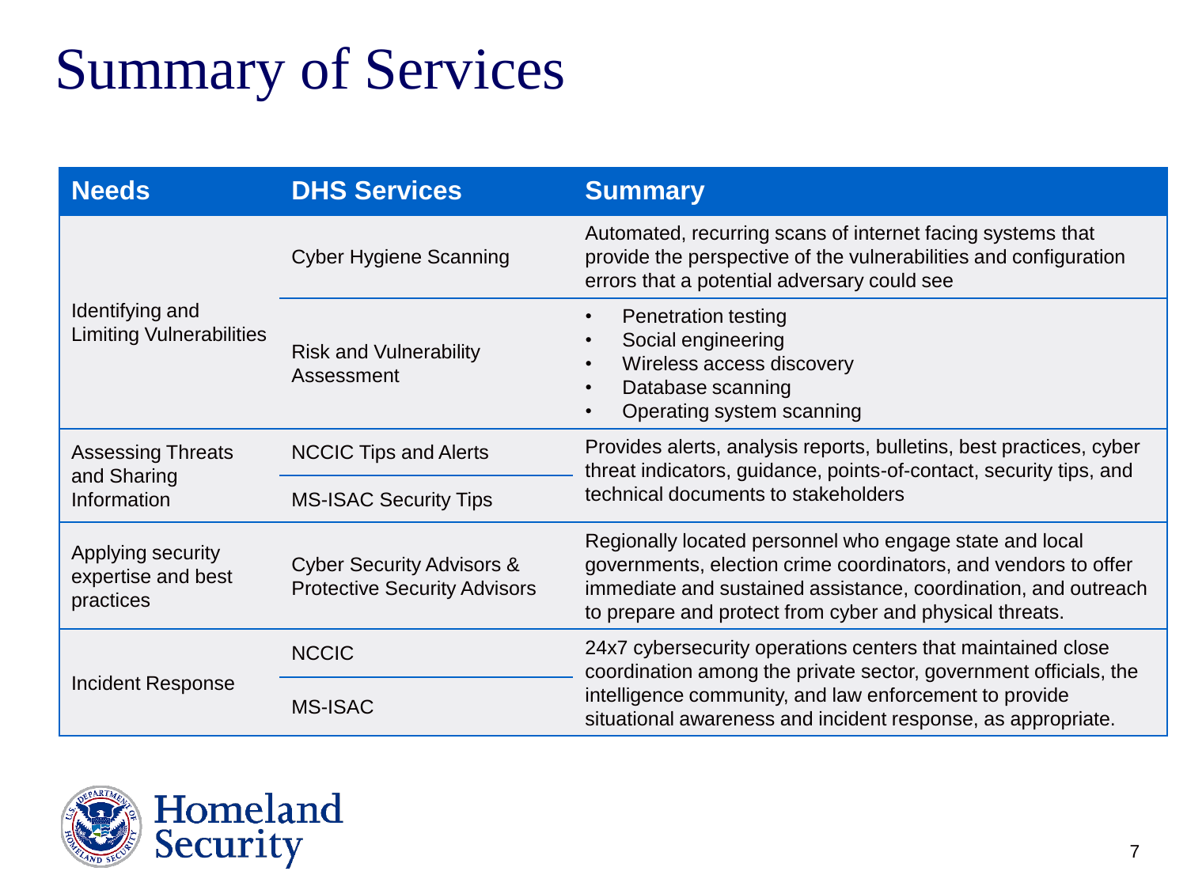# Summary of Services

| Needs | DHS Services | Summary |
| --- | --- | --- |
| Identifying and Limiting Vulnerabilities | Cyber Hygiene Scanning | Automated, recurring scans of internet facing systems that provide the perspective of the vulnerabilities and configuration errors that a potential adversary could see |
| | Risk and Vulnerability Assessment | • Penetration testing<br>• Social engineering<br>• Wireless access discovery<br>• Database scanning<br>• Operating system scanning |
| Assessing Threats and Sharing Information | NCCIC Tips and Alerts | Provides alerts, analysis reports, bulletins, best practices, cyber threat indicators, guidance, points-of-contact, security tips, and technical documents to stakeholders |
| | MS-ISAC Security Tips | |
| Applying security expertise and best practices | Cyber Security Advisors & Protective Security Advisors | Regionally located personnel who engage state and local governments, election crime coordinators, and vendors to offer immediate and sustained assistance, coordination, and outreach to prepare and protect from cyber and physical threats. |
| Incident Response | NCCIC | 24x7 cybersecurity operations centers that maintained close coordination among the private sector, government officials, the intelligence community, and law enforcement to provide situational awareness and incident response, as appropriate. |
| | MS-ISAC | |

Homeland Security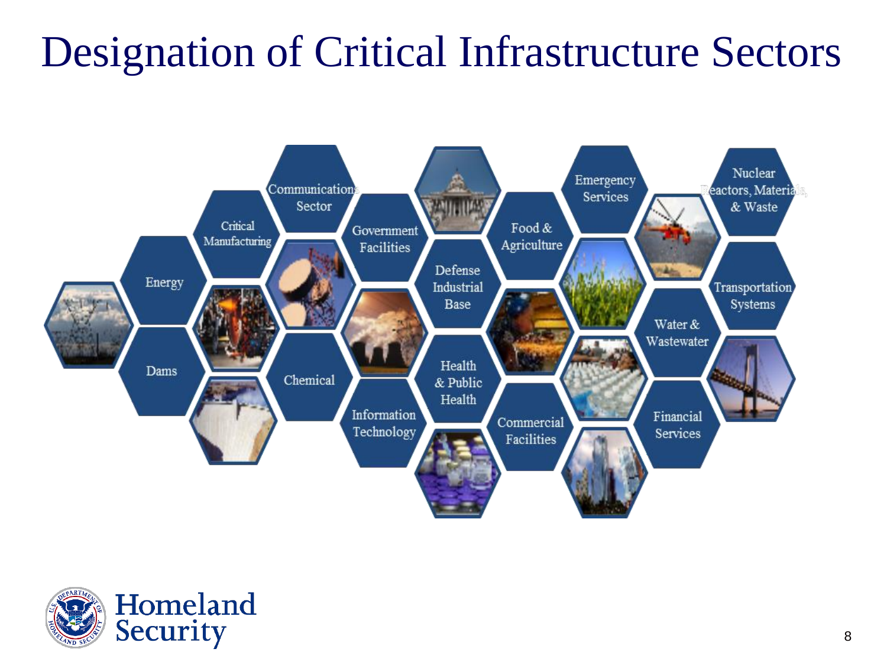# Designation of Critical Infrastructure Sectors

- Energy
- Dams
- Critical Manufacturing
- Communications Sector
- Chemical
- Government Facilities
- Information Technology
- Defense Industrial Base
- Health & Public Health
- Food & Agriculture
- Commercial Facilities
- Emergency Services
- Water & Wastewater
- Financial Services
- Nuclear Reactors, Materials, & Waste
- Transportation Systems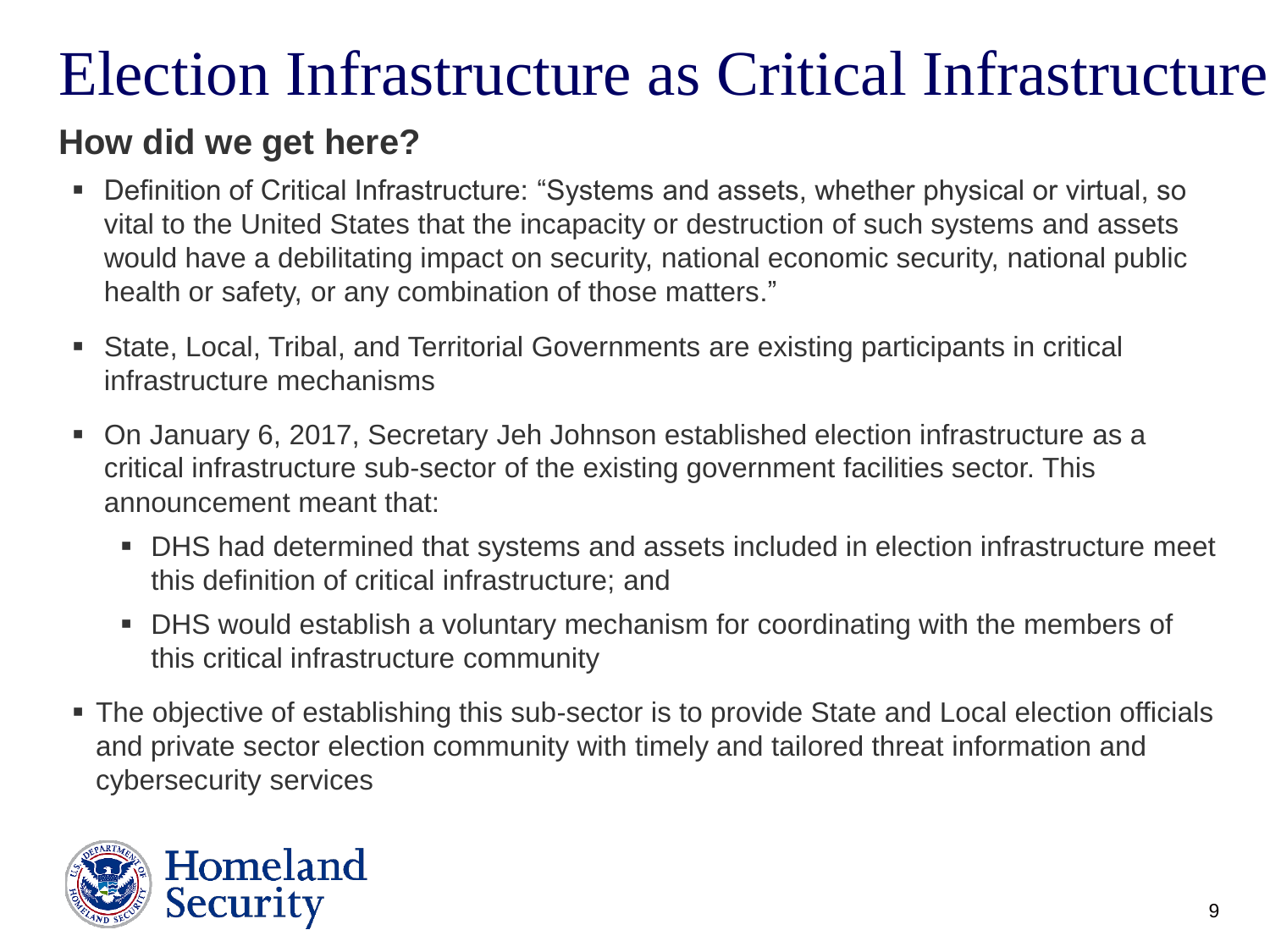# Election Infrastructure as Critical Infrastructure

## How did we get here?

- Definition of Critical Infrastructure: "Systems and assets, whether physical or virtual, so vital to the United States that the incapacity or destruction of such systems and assets would have a debilitating impact on security, national economic security, national public health or safety, or any combination of those matters."
- State, Local, Tribal, and Territorial Governments are existing participants in critical infrastructure mechanisms
- On January 6, 2017, Secretary Jeh Johnson established election infrastructure as a critical infrastructure sub-sector of the existing government facilities sector. This announcement meant that:
  - DHS had determined that systems and assets included in election infrastructure meet this definition of critical infrastructure; and
  - DHS would establish a voluntary mechanism for coordinating with the members of this critical infrastructure community
- The objective of establishing this sub-sector is to provide State and Local election officials and private sector election community with timely and tailored threat information and cybersecurity services

Homeland Security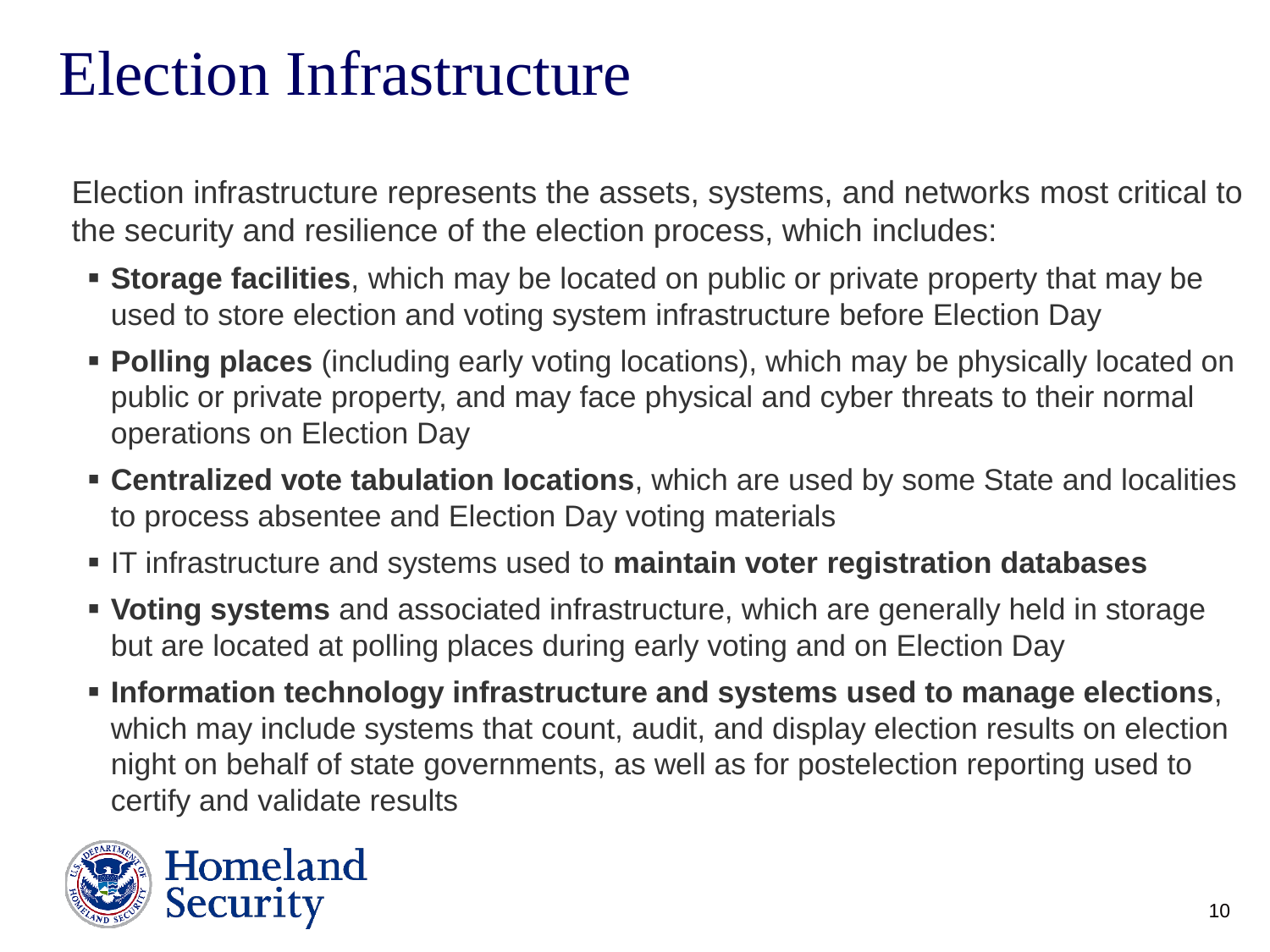# Election Infrastructure

Election infrastructure represents the assets, systems, and networks most critical to the security and resilience of the election process, which includes:

- **Storage facilities**, which may be located on public or private property that may be used to store election and voting system infrastructure before Election Day
- **Polling places** (including early voting locations), which may be physically located on public or private property, and may face physical and cyber threats to their normal operations on Election Day
- **Centralized vote tabulation locations**, which are used by some State and localities to process absentee and Election Day voting materials
- IT infrastructure and systems used to **maintain voter registration databases**
- **Voting systems** and associated infrastructure, which are generally held in storage but are located at polling places during early voting and on Election Day
- **Information technology infrastructure and systems used to manage elections**, which may include systems that count, audit, and display election results on election night on behalf of state governments, as well as for postelection reporting used to certify and validate results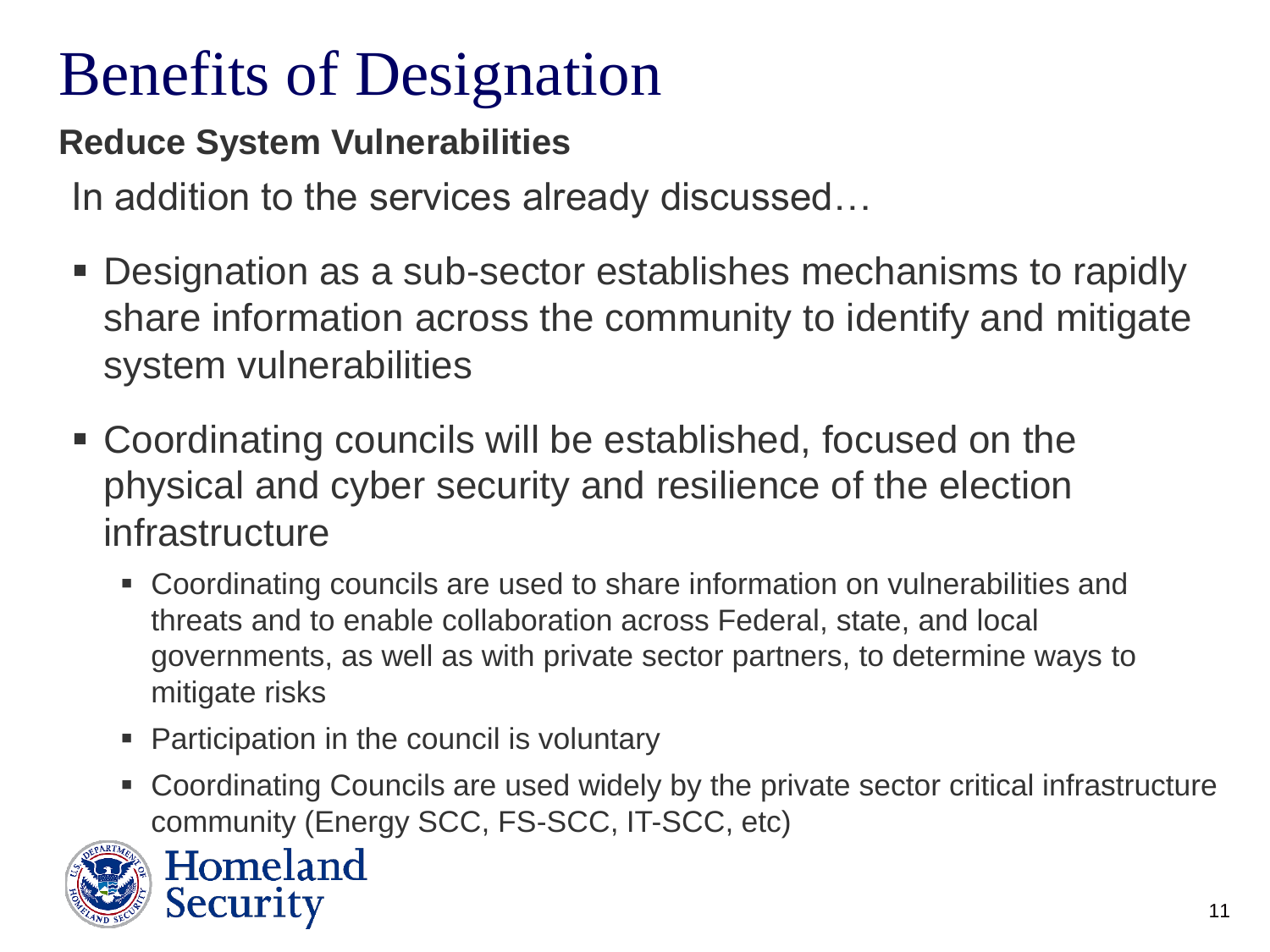# Benefits of Designation

**Reduce System Vulnerabilities**

In addition to the services already discussed…

- Designation as a sub-sector establishes mechanisms to rapidly share information across the community to identify and mitigate system vulnerabilities
- Coordinating councils will be established, focused on the physical and cyber security and resilience of the election infrastructure
  - Coordinating councils are used to share information on vulnerabilities and threats and to enable collaboration across Federal, state, and local governments, as well as with private sector partners, to determine ways to mitigate risks
  - Participation in the council is voluntary
  - Coordinating Councils are used widely by the private sector critical infrastructure community (Energy SCC, FS-SCC, IT-SCC, etc)

Homeland Security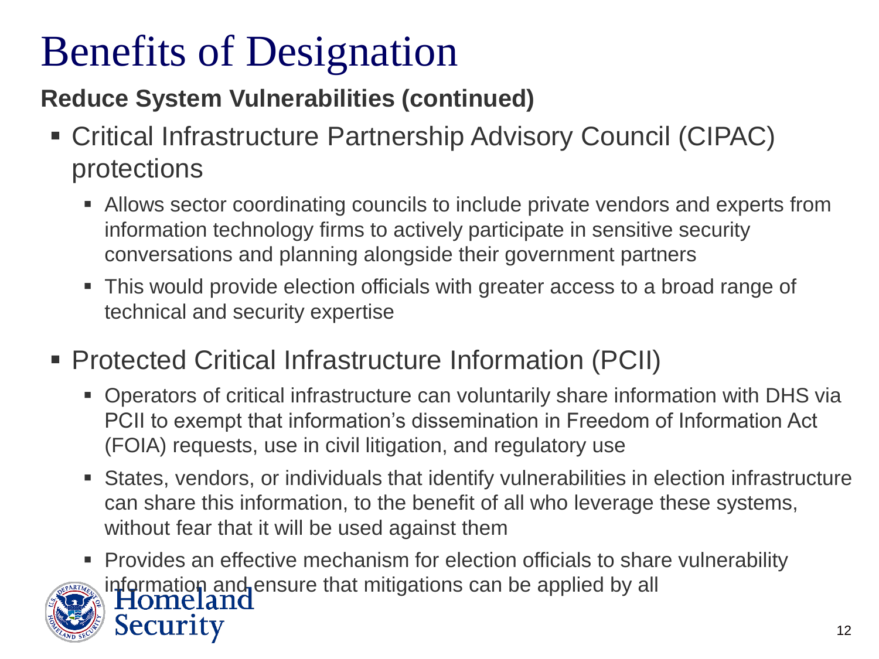# Benefits of Designation

**Reduce System Vulnerabilities (continued)**

- Critical Infrastructure Partnership Advisory Council (CIPAC) protections
  - Allows sector coordinating councils to include private vendors and experts from information technology firms to actively participate in sensitive security conversations and planning alongside their government partners
  - This would provide election officials with greater access to a broad range of technical and security expertise
- Protected Critical Infrastructure Information (PCII)
  - Operators of critical infrastructure can voluntarily share information with DHS via PCII to exempt that information's dissemination in Freedom of Information Act (FOIA) requests, use in civil litigation, and regulatory use
  - States, vendors, or individuals that identify vulnerabilities in election infrastructure can share this information, to the benefit of all who leverage these systems, without fear that it will be used against them
  - Provides an effective mechanism for election officials to share vulnerability information and ensure that mitigations can be applied by all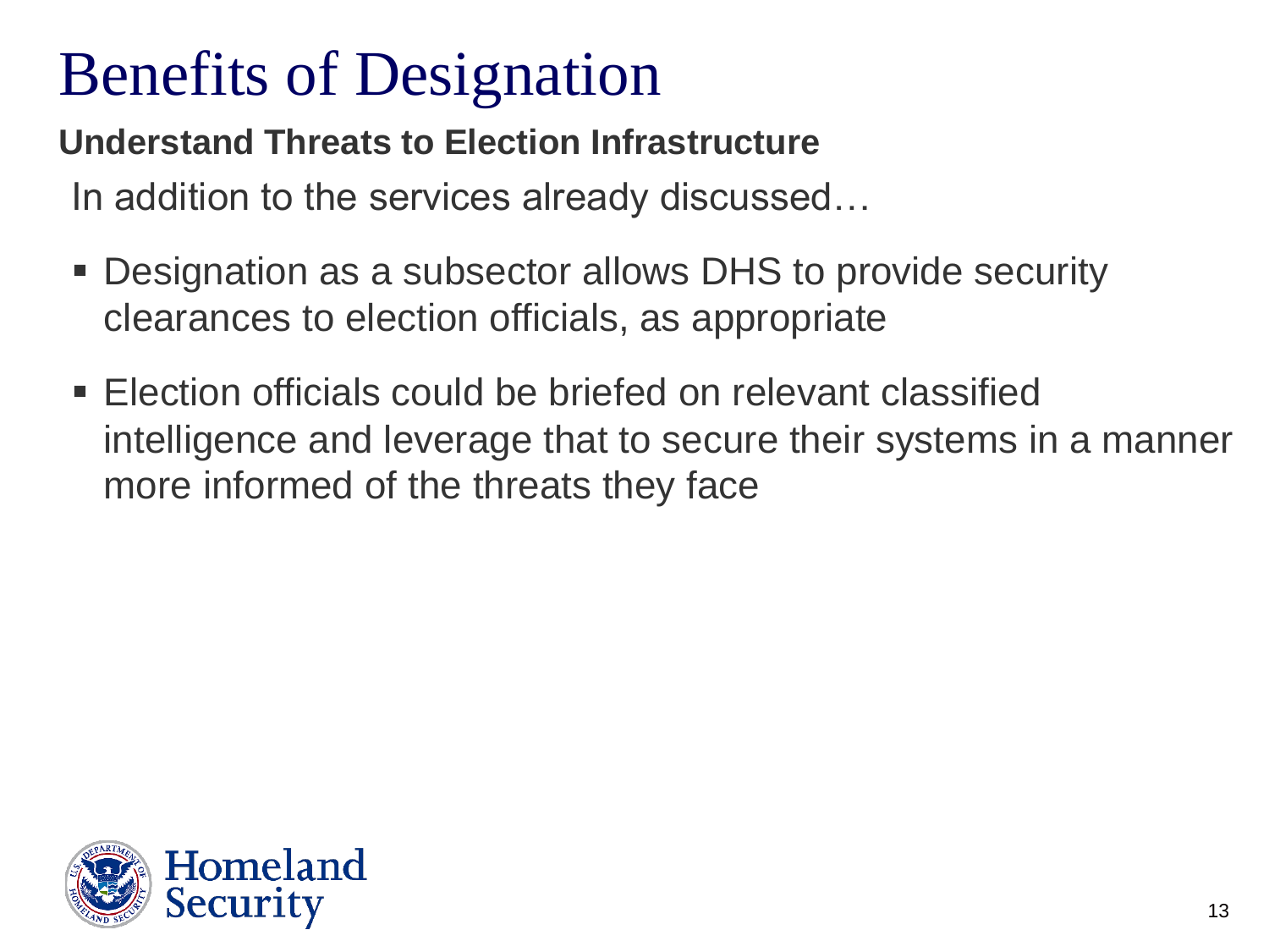# Benefits of Designation

**Understand Threats to Election Infrastructure**

In addition to the services already discussed…

- Designation as a subsector allows DHS to provide security clearances to election officials, as appropriate
- Election officials could be briefed on relevant classified intelligence and leverage that to secure their systems in a manner more informed of the threats they face

Homeland Security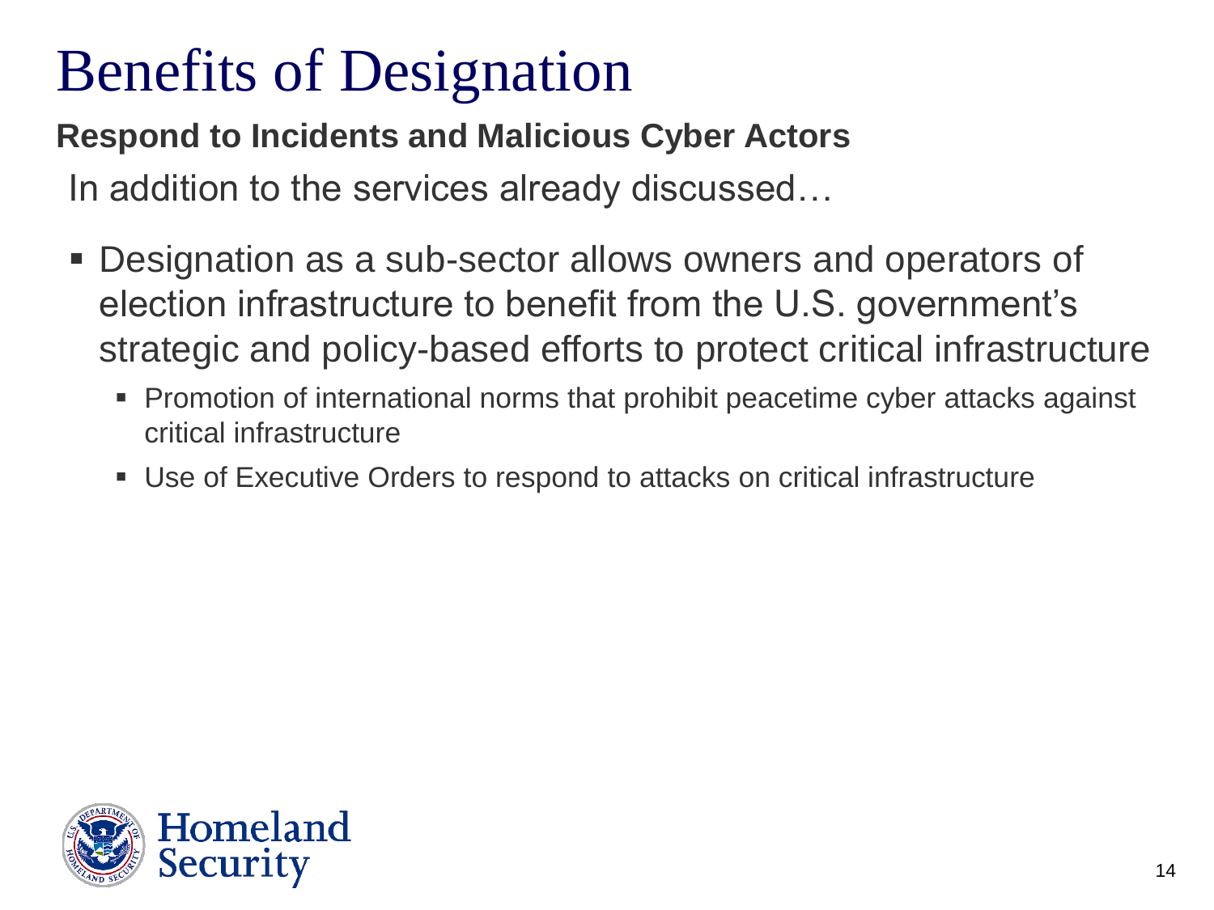# Benefits of Designation

**Respond to Incidents and Malicious Cyber Actors**

In addition to the services already discussed…

- Designation as a sub-sector allows owners and operators of election infrastructure to benefit from the U.S. government's strategic and policy-based efforts to protect critical infrastructure
  - Promotion of international norms that prohibit peacetime cyber attacks against critical infrastructure
  - Use of Executive Orders to respond to attacks on critical infrastructure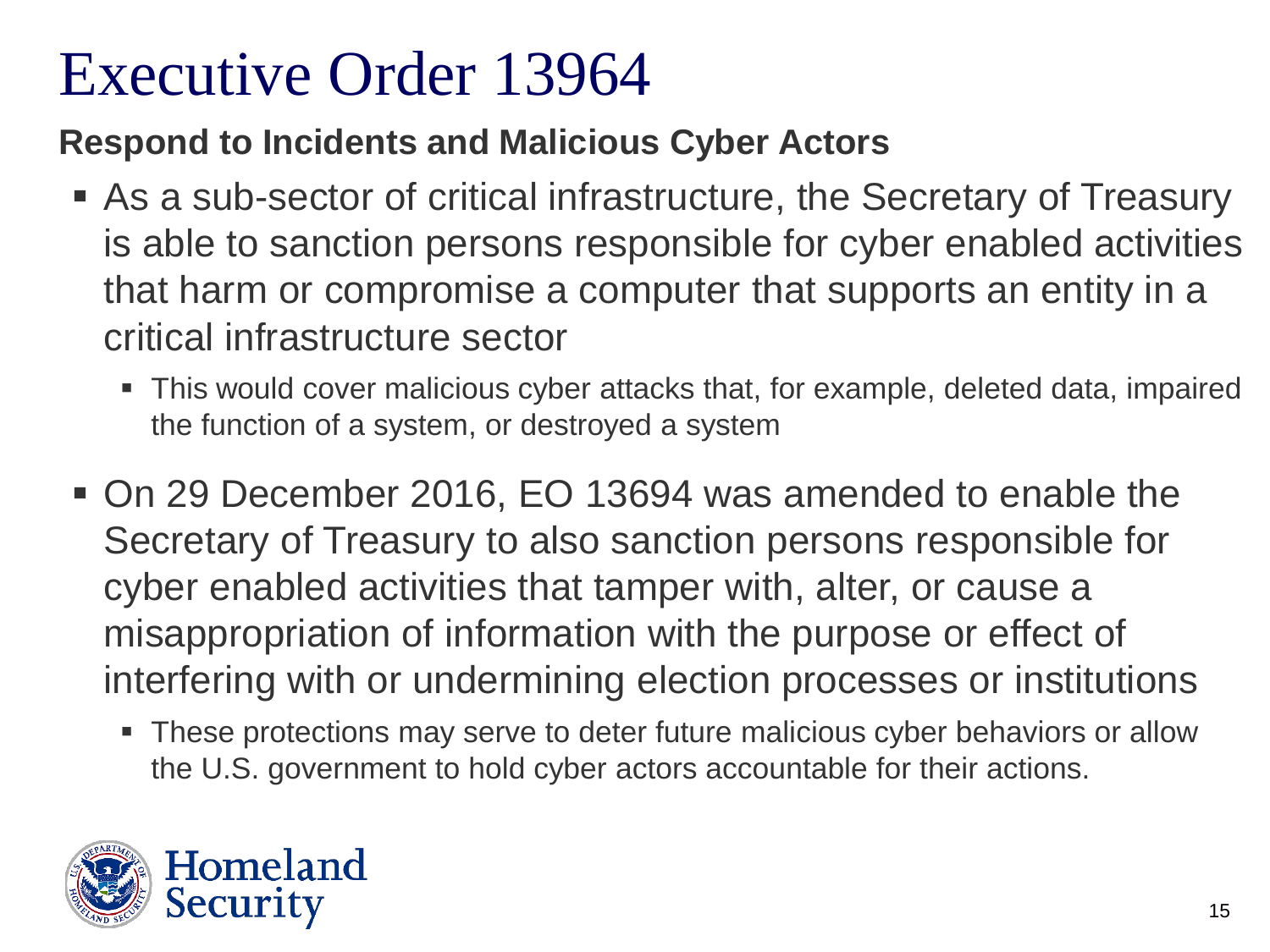# Executive Order 13964

**Respond to Incidents and Malicious Cyber Actors**

- As a sub-sector of critical infrastructure, the Secretary of Treasury is able to sanction persons responsible for cyber enabled activities that harm or compromise a computer that supports an entity in a critical infrastructure sector
  - This would cover malicious cyber attacks that, for example, deleted data, impaired the function of a system, or destroyed a system
- On 29 December 2016, EO 13694 was amended to enable the Secretary of Treasury to also sanction persons responsible for cyber enabled activities that tamper with, alter, or cause a misappropriation of information with the purpose or effect of interfering with or undermining election processes or institutions
  - These protections may serve to deter future malicious cyber behaviors or allow the U.S. government to hold cyber actors accountable for their actions.

Homeland Security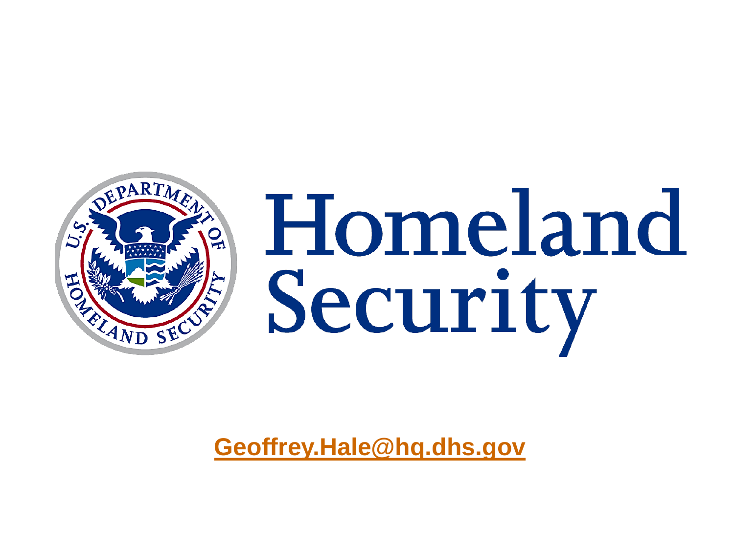Homeland Security

Geoffrey.Hale@hq.dhs.gov